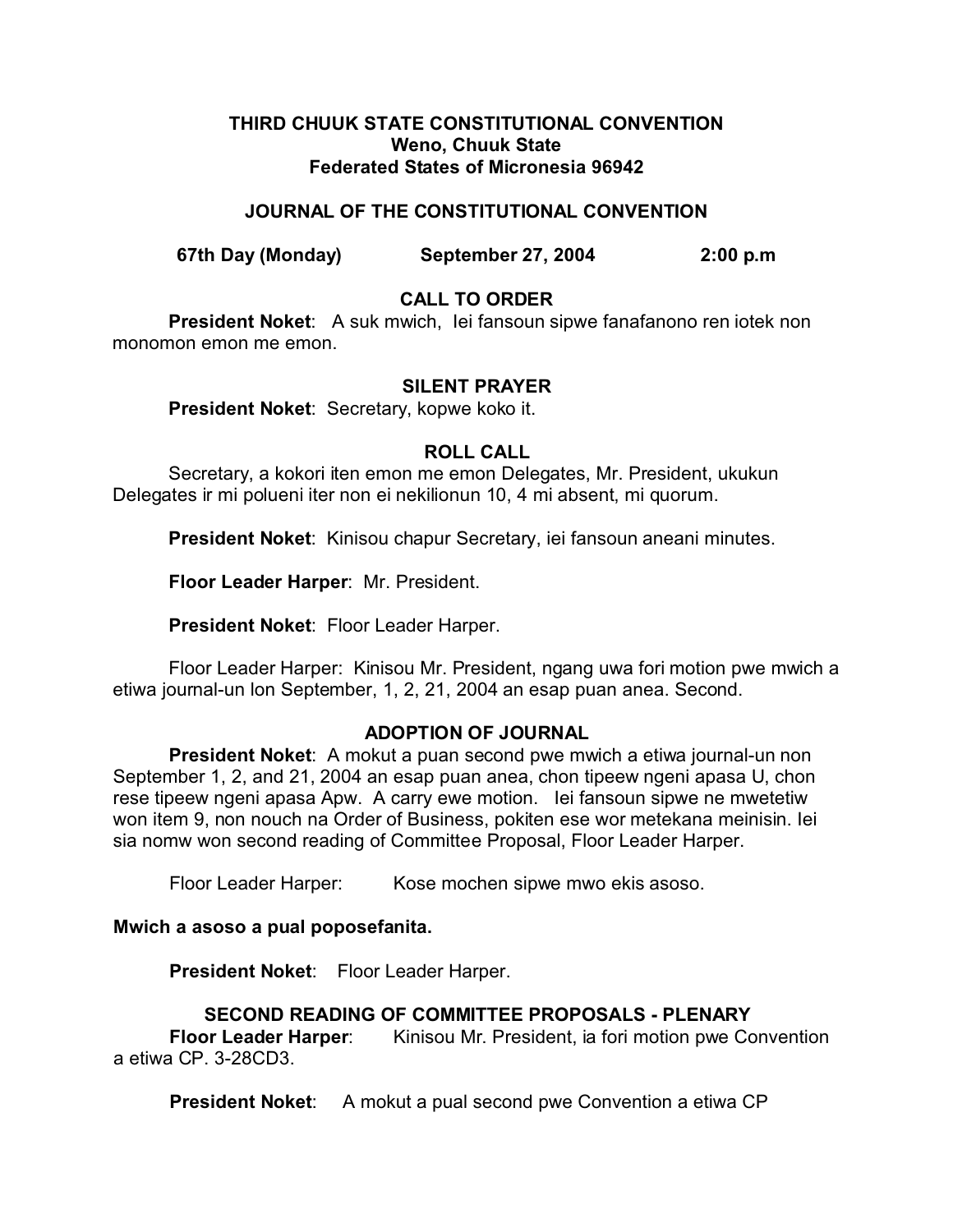**THIRD CHUUK STATE CONSTITUTIONAL CONVENTION**
**Weno, Chuuk State**
**Federated States of Micronesia 96942**

**JOURNAL OF THE CONSTITUTIONAL CONVENTION**

**67th Day (Monday) September 27, 2004 2:00 p.m**

## CALL TO ORDER

**President Noket**: A suk mwich, Iei fansoun sipwe fanafanono ren iotek non monomon emon me emon.

## SILENT PRAYER

**President Noket**: Secretary, kopwe koko it.

## ROLL CALL

Secretary, a kokori iten emon me emon Delegates, Mr. President, ukukun Delegates ir mi polueni iter non ei nekilionun 10, 4 mi absent, mi quorum.

**President Noket**: Kinisou chapur Secretary, iei fansoun aneani minutes.

**Floor Leader Harper**: Mr. President.

**President Noket**: Floor Leader Harper.

Floor Leader Harper: Kinisou Mr. President, ngang uwa fori motion pwe mwich a etiwa journal-un lon September, 1, 2, 21, 2004 an esap puan anea. Second.

## ADOPTION OF JOURNAL

**President Noket**: A mokut a puan second pwe mwich a etiwa journal-un non September 1, 2, and 21, 2004 an esap puan anea, chon tipeew ngeni apasa U, chon rese tipeew ngeni apasa Apw. A carry ewe motion. Iei fansoun sipwe ne mwetetiw won item 9, non nouch na Order of Business, pokiten ese wor metekana meinisin. Iei sia nomw won second reading of Committee Proposal, Floor Leader Harper.

Floor Leader Harper: Kose mochen sipwe mwo ekis asoso.

**Mwich a asoso a pual poposefanita.**

**President Noket**: Floor Leader Harper.

## SECOND READING OF COMMITTEE PROPOSALS - PLENARY

**Floor Leader Harper**: Kinisou Mr. President, ia fori motion pwe Convention a etiwa CP. 3-28CD3.

**President Noket**: A mokut a pual second pwe Convention a etiwa CP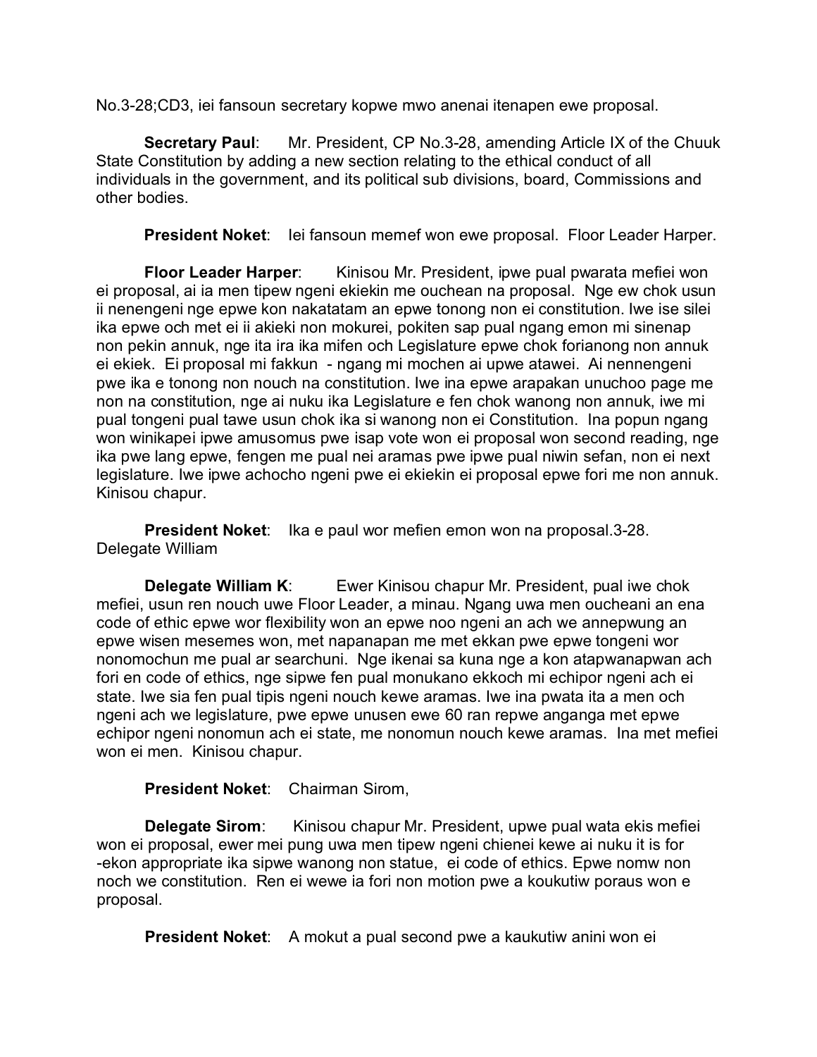No.3-28;CD3, iei fansoun secretary kopwe mwo anenai itenapen ewe proposal.

**Secretary Paul**: Mr. President, CP No.3-28, amending Article IX of the Chuuk State Constitution by adding a new section relating to the ethical conduct of all individuals in the government, and its political sub divisions, board, Commissions and other bodies.

**President Noket**: Iei fansoun memef won ewe proposal. Floor Leader Harper.

**Floor Leader Harper**: Kinisou Mr. President, ipwe pual pwarata mefiei won ei proposal, ai ia men tipew ngeni ekiekin me ouchean na proposal. Nge ew chok usun ii nenengeni nge epwe kon nakatatam an epwe tonong non ei constitution. Iwe ise silei ika epwe och met ei ii akieki non mokurei, pokiten sap pual ngang emon mi sinenap non pekin annuk, nge ita ira ika mifen och Legislature epwe chok forianong non annuk ei ekiek. Ei proposal mi fakkun - ngang mi mochen ai upwe atawei. Ai nennengeni pwe ika e tonong non nouch na constitution. Iwe ina epwe arapakan unuchoo page me non na constitution, nge ai nuku ika Legislature e fen chok wanong non annuk, iwe mi pual tongeni pual tawe usun chok ika si wanong non ei Constitution. Ina popun ngang won winikapei ipwe amusomus pwe isap vote won ei proposal won second reading, nge ika pwe lang epwe, fengen me pual nei aramas pwe ipwe pual niwin sefan, non ei next legislature. Iwe ipwe achocho ngeni pwe ei ekiekin ei proposal epwe fori me non annuk. Kinisou chapur.

**President Noket**: Ika e paul wor mefien emon won na proposal.3-28. Delegate William

**Delegate William K**: Ewer Kinisou chapur Mr. President, pual iwe chok mefiei, usun ren nouch uwe Floor Leader, a minau. Ngang uwa men oucheani an ena code of ethic epwe wor flexibility won an epwe noo ngeni an ach we annepwung an epwe wisen mesemes won, met napanapan me met ekkan pwe epwe tongeni wor nonomochun me pual ar searchuni. Nge ikenai sa kuna nge a kon atapwanapwan ach fori en code of ethics, nge sipwe fen pual monukano ekkoch mi echipor ngeni ach ei state. Iwe sia fen pual tipis ngeni nouch kewe aramas. Iwe ina pwata ita a men och ngeni ach we legislature, pwe epwe unusen ewe 60 ran repwe anganga met epwe echipor ngeni nonomun ach ei state, me nonomun nouch kewe aramas. Ina met mefiei won ei men. Kinisou chapur.

**President Noket**: Chairman Sirom,

**Delegate Sirom**: Kinisou chapur Mr. President, upwe pual wata ekis mefiei won ei proposal, ewer mei pung uwa men tipew ngeni chienei kewe ai nuku it is for -ekon appropriate ika sipwe wanong non statue, ei code of ethics. Epwe nomw non noch we constitution. Ren ei wewe ia fori non motion pwe a koukutiw poraus won e proposal.

**President Noket**: A mokut a pual second pwe a kaukutiw anini won ei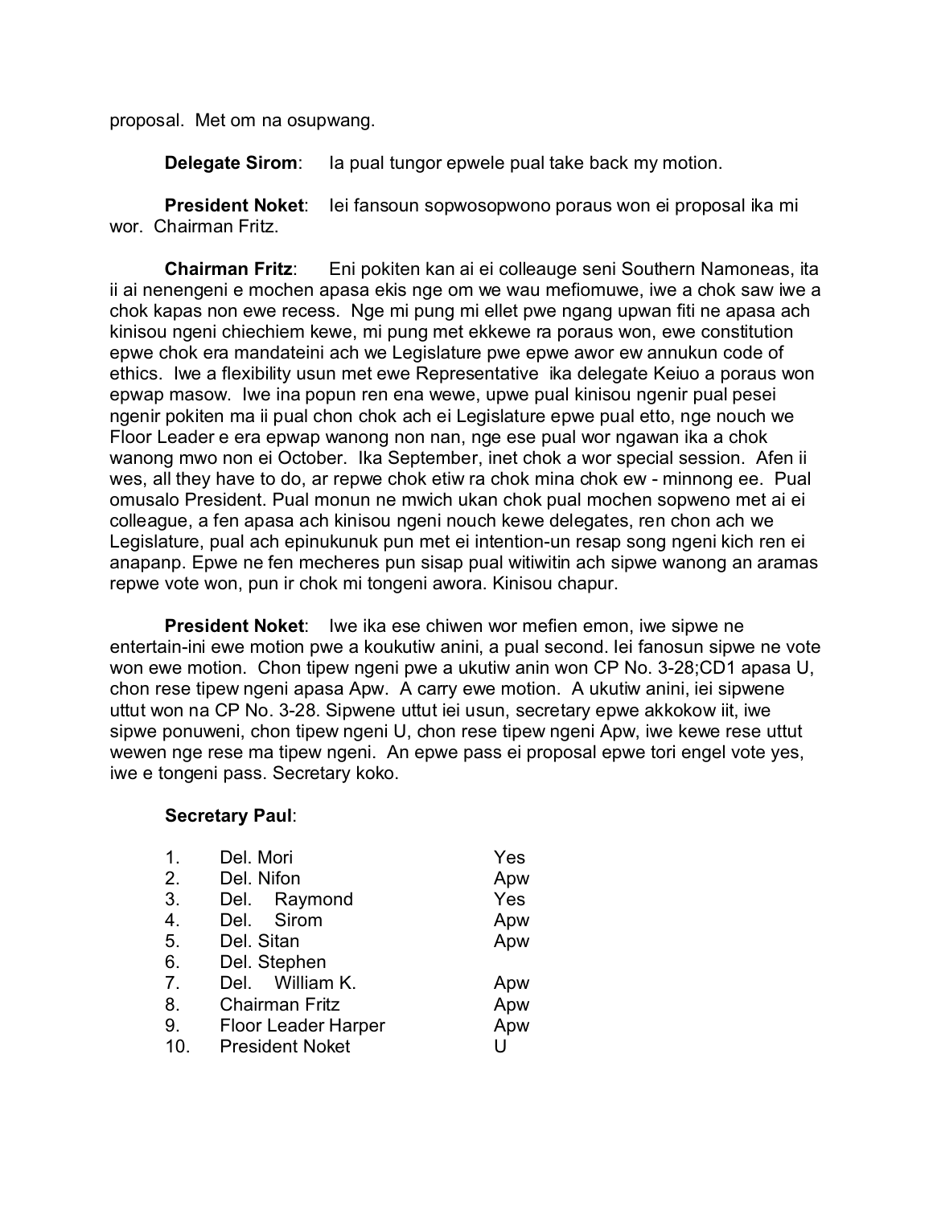proposal. Met om na osupwang.

**Delegate Sirom**: Ia pual tungor epwele pual take back my motion.

**President Noket**: Iei fansoun sopwosopwono poraus won ei proposal ika mi wor. Chairman Fritz.

**Chairman Fritz**: Eni pokiten kan ai ei colleauge seni Southern Namoneas, ita ii ai nenengeni e mochen apasa ekis nge om we wau mefiomuwe, iwe a chok saw iwe a chok kapas non ewe recess. Nge mi pung mi ellet pwe ngang upwan fiti ne apasa ach kinisou ngeni chiechiem kewe, mi pung met ekkewe ra poraus won, ewe constitution epwe chok era mandateini ach we Legislature pwe epwe awor ew annukun code of ethics. Iwe a flexibility usun met ewe Representative ika delegate Keiuo a poraus won epwap masow. Iwe ina popun ren ena wewe, upwe pual kinisou ngenir pual pesei ngenir pokiten ma ii pual chon chok ach ei Legislature epwe pual etto, nge nouch we Floor Leader e era epwap wanong non nan, nge ese pual wor ngawan ika a chok wanong mwo non ei October. Ika September, inet chok a wor special session. Afen ii wes, all they have to do, ar repwe chok etiw ra chok mina chok ew - minnong ee. Pual omusalo President. Pual monun ne mwich ukan chok pual mochen sopweno met ai ei colleague, a fen apasa ach kinisou ngeni nouch kewe delegates, ren chon ach we Legislature, pual ach epinukunuk pun met ei intention-un resap song ngeni kich ren ei anapanp. Epwe ne fen mecheres pun sisap pual witiwitin ach sipwe wanong an aramas repwe vote won, pun ir chok mi tongeni awora. Kinisou chapur.

**President Noket**: Iwe ika ese chiwen wor mefien emon, iwe sipwe ne entertain-ini ewe motion pwe a koukutiw anini, a pual second. Iei fanosun sipwe ne vote won ewe motion. Chon tipew ngeni pwe a ukutiw anin won CP No. 3-28;CD1 apasa U, chon rese tipew ngeni apasa Apw. A carry ewe motion. A ukutiw anini, iei sipwene uttut won na CP No. 3-28. Sipwene uttut iei usun, secretary epwe akkokow iit, iwe sipwe ponuweni, chon tipew ngeni U, chon rese tipew ngeni Apw, iwe kewe rese uttut wewen nge rese ma tipew ngeni. An epwe pass ei proposal epwe tori engel vote yes, iwe e tongeni pass. Secretary koko.

**Secretary Paul**:

| | | |
|---|---|---|
| 1. | Del. Mori | Yes |
| 2. | Del. Nifon | Apw |
| 3. | Del. Raymond | Yes |
| 4. | Del. Sirom | Apw |
| 5. | Del. Sitan | Apw |
| 6. | Del. Stephen | |
| 7. | Del. William K. | Apw |
| 8. | Chairman Fritz | Apw |
| 9. | Floor Leader Harper | Apw |
| 10. | President Noket | U |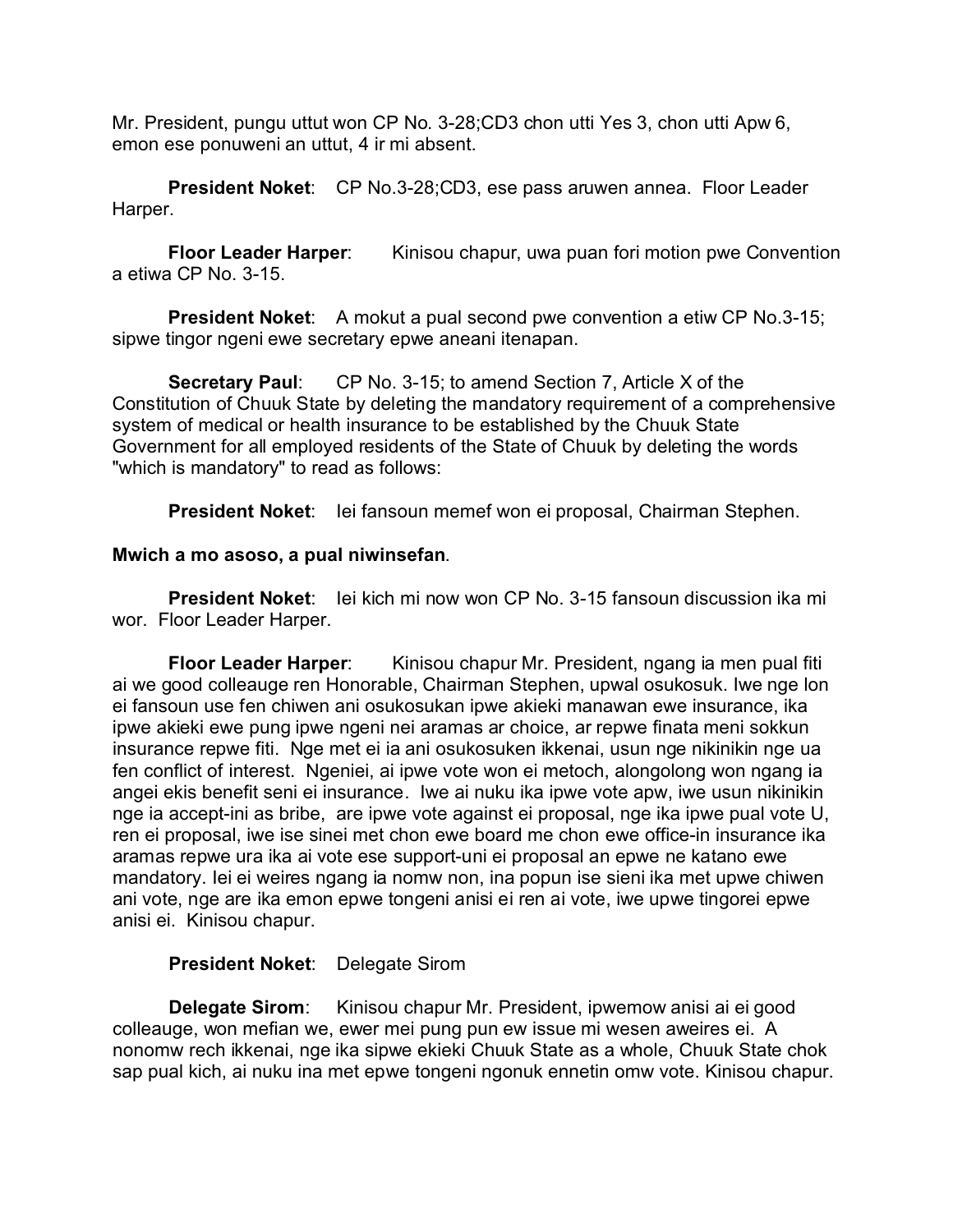Mr. President, pungu uttut won CP No. 3-28;CD3 chon utti Yes 3, chon utti Apw 6, emon ese ponuweni an uttut, 4 ir mi absent.

**President Noket**: CP No.3-28;CD3, ese pass aruwen annea. Floor Leader Harper.

**Floor Leader Harper**: Kinisou chapur, uwa puan fori motion pwe Convention a etiwa CP No. 3-15.

**President Noket**: A mokut a pual second pwe convention a etiw CP No.3-15; sipwe tingor ngeni ewe secretary epwe aneani itenapan.

**Secretary Paul**: CP No. 3-15; to amend Section 7, Article X of the Constitution of Chuuk State by deleting the mandatory requirement of a comprehensive system of medical or health insurance to be established by the Chuuk State Government for all employed residents of the State of Chuuk by deleting the words "which is mandatory" to read as follows:

**President Noket**: Iei fansoun memef won ei proposal, Chairman Stephen.

**Mwich a mo asoso, a pual niwinsefan**.

**President Noket**: Iei kich mi now won CP No. 3-15 fansoun discussion ika mi wor. Floor Leader Harper.

**Floor Leader Harper**: Kinisou chapur Mr. President, ngang ia men pual fiti ai we good colleauge ren Honorable, Chairman Stephen, upwal osukosuk. Iwe nge lon ei fansoun use fen chiwen ani osukosukan ipwe akieki manawan ewe insurance, ika ipwe akieki ewe pung ipwe ngeni nei aramas ar choice, ar repwe finata meni sokkun insurance repwe fiti. Nge met ei ia ani osukosuken ikkenai, usun nge nikinikin nge ua fen conflict of interest. Ngeniei, ai ipwe vote won ei metoch, alongolong won ngang ia angei ekis benefit seni ei insurance. Iwe ai nuku ika ipwe vote apw, iwe usun nikinikin nge ia accept-ini as bribe, are ipwe vote against ei proposal, nge ika ipwe pual vote U, ren ei proposal, iwe ise sinei met chon ewe board me chon ewe office-in insurance ika aramas repwe ura ika ai vote ese support-uni ei proposal an epwe ne katano ewe mandatory. Iei ei weires ngang ia nomw non, ina popun ise sieni ika met upwe chiwen ani vote, nge are ika emon epwe tongeni anisi ei ren ai vote, iwe upwe tingorei epwe anisi ei. Kinisou chapur.

**President Noket**: Delegate Sirom

**Delegate Sirom**: Kinisou chapur Mr. President, ipwemow anisi ai ei good colleauge, won mefian we, ewer mei pung pun ew issue mi wesen aweires ei. A nonomw rech ikkenai, nge ika sipwe ekieki Chuuk State as a whole, Chuuk State chok sap pual kich, ai nuku ina met epwe tongeni ngonuk ennetin omw vote. Kinisou chapur.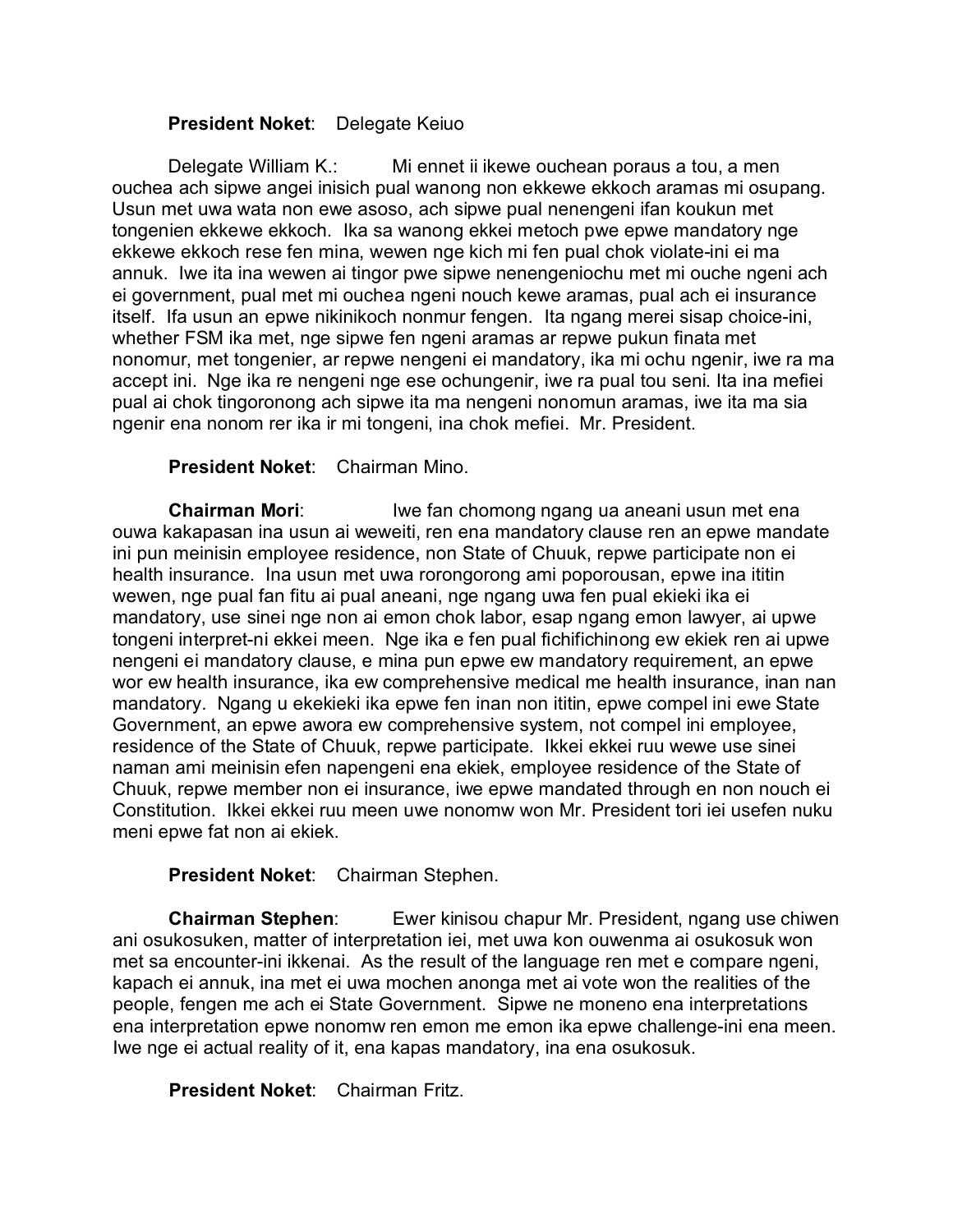**President Noket**: Delegate Keiuo

Delegate William K.: Mi ennet ii ikewe ouchean poraus a tou, a men ouchea ach sipwe angei inisich pual wanong non ekkewe ekkoch aramas mi osupang. Usun met uwa wata non ewe asoso, ach sipwe pual nenengeni ifan koukun met tongenien ekkewe ekkoch. Ika sa wanong ekkei metoch pwe epwe mandatory nge ekkewe ekkoch rese fen mina, wewen nge kich mi fen pual chok violate-ini ei ma annuk. Iwe ita ina wewen ai tingor pwe sipwe nenengeniochu met mi ouche ngeni ach ei government, pual met mi ouchea ngeni nouch kewe aramas, pual ach ei insurance itself. Ifa usun an epwe nikinikoch nonmur fengen. Ita ngang merei sisap choice-ini, whether FSM ika met, nge sipwe fen ngeni aramas ar repwe pukun finata met nonomur, met tongenier, ar repwe nengeni ei mandatory, ika mi ochu ngenir, iwe ra ma accept ini. Nge ika re nengeni nge ese ochungenir, iwe ra pual tou seni. Ita ina mefiei pual ai chok tingoronong ach sipwe ita ma nengeni nonomun aramas, iwe ita ma sia ngenir ena nonom rer ika ir mi tongeni, ina chok mefiei. Mr. President.

**President Noket**: Chairman Mino.

**Chairman Mori**: Iwe fan chomong ngang ua aneani usun met ena ouwa kakapasan ina usun ai weweiti, ren ena mandatory clause ren an epwe mandate ini pun meinisin employee residence, non State of Chuuk, repwe participate non ei health insurance. Ina usun met uwa rorongorong ami poporousan, epwe ina ititin wewen, nge pual fan fitu ai pual aneani, nge ngang uwa fen pual ekieki ika ei mandatory, use sinei nge non ai emon chok labor, esap ngang emon lawyer, ai upwe tongeni interpret-ni ekkei meen. Nge ika e fen pual fichifichinong ew ekiek ren ai upwe nengeni ei mandatory clause, e mina pun epwe ew mandatory requirement, an epwe wor ew health insurance, ika ew comprehensive medical me health insurance, inan nan mandatory. Ngang u ekekieki ika epwe fen inan non ititin, epwe compel ini ewe State Government, an epwe awora ew comprehensive system, not compel ini employee, residence of the State of Chuuk, repwe participate. Ikkei ekkei ruu wewe use sinei naman ami meinisin efen napengeni ena ekiek, employee residence of the State of Chuuk, repwe member non ei insurance, iwe epwe mandated through en non nouch ei Constitution. Ikkei ekkei ruu meen uwe nonomw won Mr. President tori iei usefen nuku meni epwe fat non ai ekiek.

**President Noket**: Chairman Stephen.

**Chairman Stephen**: Ewer kinisou chapur Mr. President, ngang use chiwen ani osukosuken, matter of interpretation iei, met uwa kon ouwenma ai osukosuk won met sa encounter-ini ikkenai. As the result of the language ren met e compare ngeni, kapach ei annuk, ina met ei uwa mochen anonga met ai vote won the realities of the people, fengen me ach ei State Government. Sipwe ne moneno ena interpretations ena interpretation epwe nonomw ren emon me emon ika epwe challenge-ini ena meen. Iwe nge ei actual reality of it, ena kapas mandatory, ina ena osukosuk.

**President Noket**: Chairman Fritz.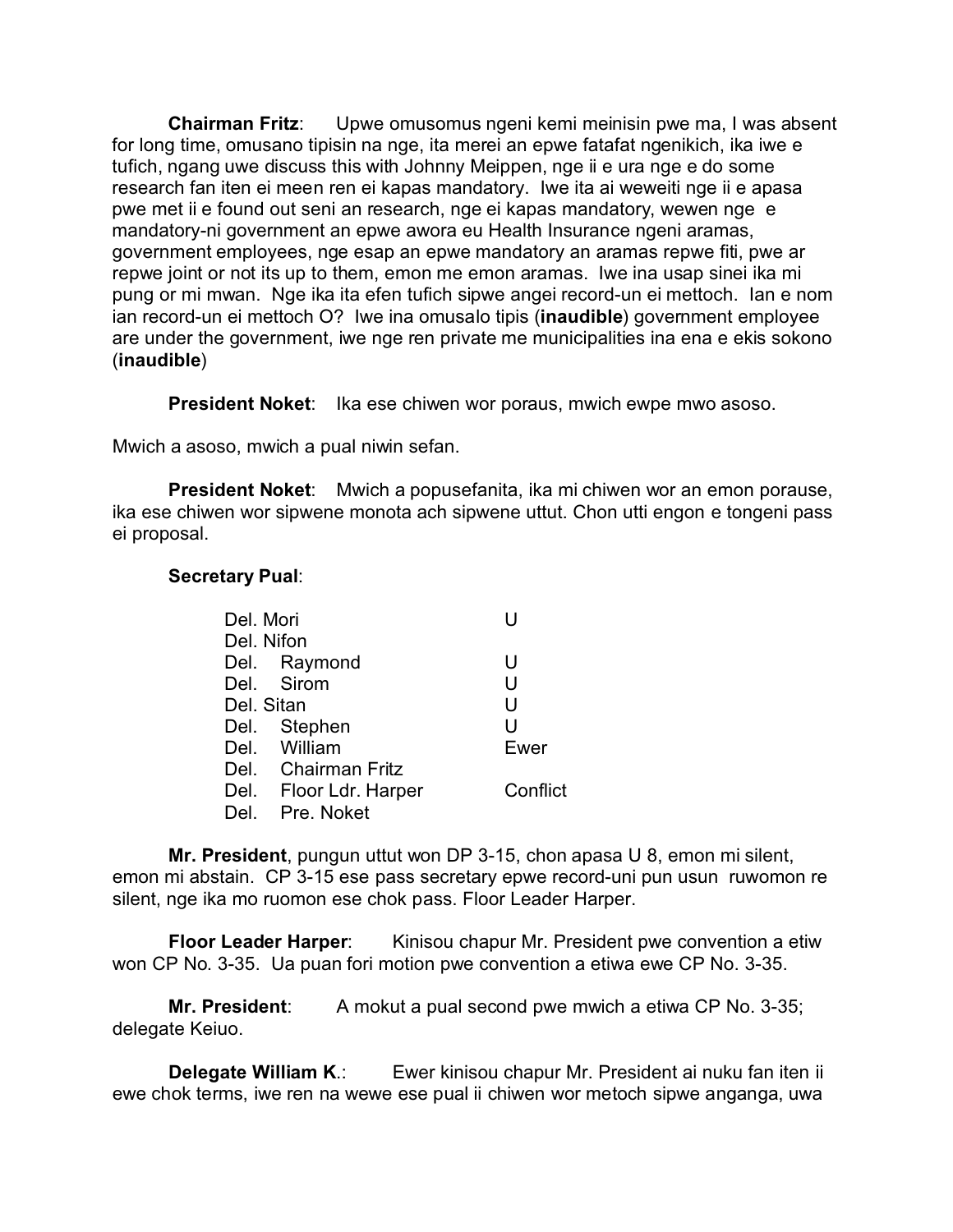**Chairman Fritz**: Upwe omusomus ngeni kemi meinisin pwe ma, I was absent for long time, omusano tipisin na nge, ita merei an epwe fatafat ngenikich, ika iwe e tufich, ngang uwe discuss this with Johnny Meippen, nge ii e ura nge e do some research fan iten ei meen ren ei kapas mandatory. Iwe ita ai weweiti nge ii e apasa pwe met ii e found out seni an research, nge ei kapas mandatory, wewen nge e mandatory-ni government an epwe awora eu Health Insurance ngeni aramas, government employees, nge esap an epwe mandatory an aramas repwe fiti, pwe ar repwe joint or not its up to them, emon me emon aramas. Iwe ina usap sinei ika mi pung or mi mwan. Nge ika ita efen tufich sipwe angei record-un ei mettoch. Ian e nom ian record-un ei mettoch O? Iwe ina omusalo tipis (**inaudible**) government employee are under the government, iwe nge ren private me municipalities ina ena e ekis sokono (**inaudible**)

**President Noket**: Ika ese chiwen wor poraus, mwich ewpe mwo asoso.

Mwich a asoso, mwich a pual niwin sefan.

**President Noket**: Mwich a popusefanita, ika mi chiwen wor an emon porause, ika ese chiwen wor sipwene monota ach sipwene uttut. Chon utti engon e tongeni pass ei proposal.

**Secretary Pual**:

| | |
|---|---|
| Del. Mori | U |
| Del. Nifon | |
| Del. Raymond | U |
| Del. Sirom | U |
| Del. Sitan | U |
| Del. Stephen | U |
| Del. William | Ewer |
| Del. Chairman Fritz | |
| Del. Floor Ldr. Harper | Conflict |
| Del. Pre. Noket | |

**Mr. President**, pungun uttut won DP 3-15, chon apasa U 8, emon mi silent, emon mi abstain. CP 3-15 ese pass secretary epwe record-uni pun usun ruwomon re silent, nge ika mo ruomon ese chok pass. Floor Leader Harper.

**Floor Leader Harper**: Kinisou chapur Mr. President pwe convention a etiw won CP No. 3-35. Ua puan fori motion pwe convention a etiwa ewe CP No. 3-35.

**Mr. President**: A mokut a pual second pwe mwich a etiwa CP No. 3-35; delegate Keiuo.

**Delegate William K.**: Ewer kinisou chapur Mr. President ai nuku fan iten ii ewe chok terms, iwe ren na wewe ese pual ii chiwen wor metoch sipwe anganga, uwa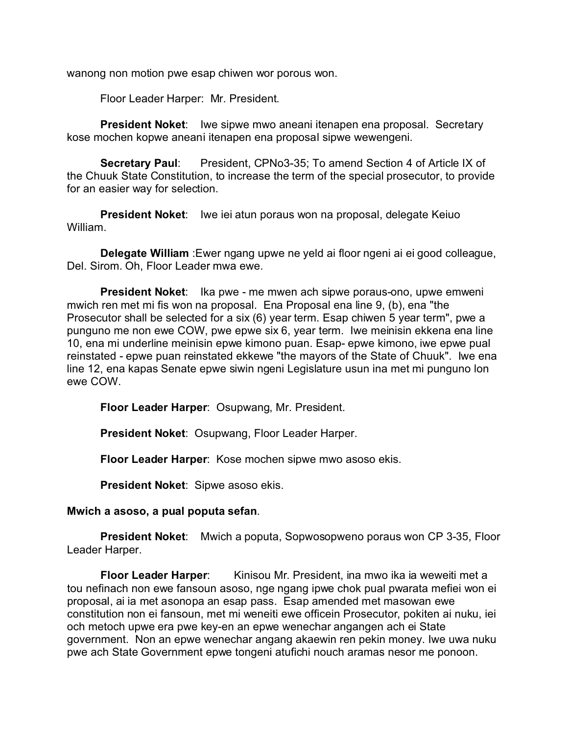wanong non motion pwe esap chiwen wor porous won.

Floor Leader Harper: Mr. President.

**President Noket**: Iwe sipwe mwo aneani itenapen ena proposal. Secretary kose mochen kopwe aneani itenapen ena proposal sipwe wewengeni.

**Secretary Paul**: President, CPNo3-35; To amend Section 4 of Article IX of the Chuuk State Constitution, to increase the term of the special prosecutor, to provide for an easier way for selection.

**President Noket**: Iwe iei atun poraus won na proposal, delegate Keiuo William.

**Delegate William** :Ewer ngang upwe ne yeld ai floor ngeni ai ei good colleague, Del. Sirom. Oh, Floor Leader mwa ewe.

**President Noket**: Ika pwe - me mwen ach sipwe poraus-ono, upwe emweni mwich ren met mi fis won na proposal. Ena Proposal ena line 9, (b), ena "the Prosecutor shall be selected for a six (6) year term. Esap chiwen 5 year term", pwe a punguno me non ewe COW, pwe epwe six 6, year term. Iwe meinisin ekkena ena line 10, ena mi underline meinisin epwe kimono puan. Esap- epwe kimono, iwe epwe pual reinstated - epwe puan reinstated ekkewe "the mayors of the State of Chuuk". Iwe ena line 12, ena kapas Senate epwe siwin ngeni Legislature usun ina met mi punguno lon ewe COW.

**Floor Leader Harper**: Osupwang, Mr. President.

**President Noket**: Osupwang, Floor Leader Harper.

**Floor Leader Harper**: Kose mochen sipwe mwo asoso ekis.

**President Noket**: Sipwe asoso ekis.

**Mwich a asoso, a pual poputa sefan**.

**President Noket**: Mwich a poputa, Sopwosopweno poraus won CP 3-35, Floor Leader Harper.

**Floor Leader Harper**: Kinisou Mr. President, ina mwo ika ia weweiti met a tou nefinach non ewe fansoun asoso, nge ngang ipwe chok pual pwarata mefiei won ei proposal, ai ia met asonopa an esap pass. Esap amended met masowan ewe constitution non ei fansoun, met mi weneiti ewe officein Prosecutor, pokiten ai nuku, iei och metoch upwe era pwe key-en an epwe wenechar angangen ach ei State government. Non an epwe wenechar angang akaewin ren pekin money. Iwe uwa nuku pwe ach State Government epwe tongeni atufichi nouch aramas nesor me ponoon.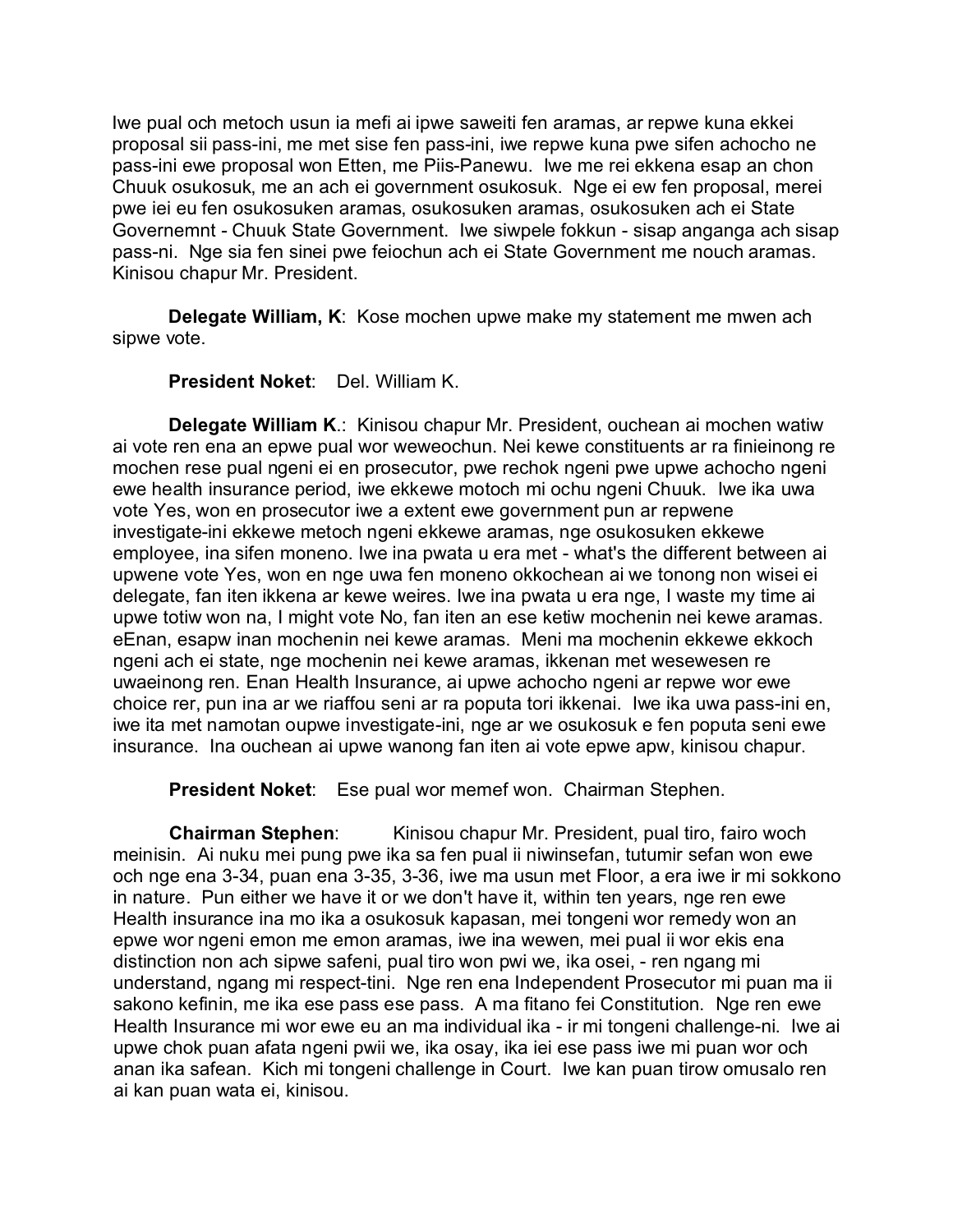Iwe pual och metoch usun ia mefi ai ipwe saweiti fen aramas, ar repwe kuna ekkei proposal sii pass-ini, me met sise fen pass-ini, iwe repwe kuna pwe sifen achocho ne pass-ini ewe proposal won Etten, me Piis-Panewu. Iwe me rei ekkena esap an chon Chuuk osukosuk, me an ach ei government osukosuk. Nge ei ew fen proposal, merei pwe iei eu fen osukosuken aramas, osukosuken aramas, osukosuken ach ei State Governemnt - Chuuk State Government. Iwe siwpele fokkun - sisap anganga ach sisap pass-ni. Nge sia fen sinei pwe feiochun ach ei State Government me nouch aramas. Kinisou chapur Mr. President.

**Delegate William, K**: Kose mochen upwe make my statement me mwen ach sipwe vote.

**President Noket**: Del. William K.

**Delegate William K.**: Kinisou chapur Mr. President, ouchean ai mochen watiw ai vote ren ena an epwe pual wor weweochun. Nei kewe constituents ar ra finieinong re mochen rese pual ngeni ei en prosecutor, pwe rechok ngeni pwe upwe achocho ngeni ewe health insurance period, iwe ekkewe motoch mi ochu ngeni Chuuk. Iwe ika uwa vote Yes, won en prosecutor iwe a extent ewe government pun ar repwene investigate-ini ekkewe metoch ngeni ekkewe aramas, nge osukosuken ekkewe employee, ina sifen moneno. Iwe ina pwata u era met - what's the different between ai upwene vote Yes, won en nge uwa fen moneno okkochean ai we tonong non wisei ei delegate, fan iten ikkena ar kewe weires. Iwe ina pwata u era nge, I waste my time ai upwe totiw won na, I might vote No, fan iten an ese ketiw mochenin nei kewe aramas. eEnan, esapw inan mochenin nei kewe aramas. Meni ma mochenin ekkewe ekkoch ngeni ach ei state, nge mochenin nei kewe aramas, ikkenan met wesewesen re uwaeinong ren. Enan Health Insurance, ai upwe achocho ngeni ar repwe wor ewe choice rer, pun ina ar we riaffou seni ar ra poputa tori ikkenai. Iwe ika uwa pass-ini en, iwe ita met namotan oupwe investigate-ini, nge ar we osukosuk e fen poputa seni ewe insurance. Ina ouchean ai upwe wanong fan iten ai vote epwe apw, kinisou chapur.

**President Noket**: Ese pual wor memef won. Chairman Stephen.

**Chairman Stephen**: Kinisou chapur Mr. President, pual tiro, fairo woch meinisin. Ai nuku mei pung pwe ika sa fen pual ii niwinsefan, tutumir sefan won ewe och nge ena 3-34, puan ena 3-35, 3-36, iwe ma usun met Floor, a era iwe ir mi sokkono in nature. Pun either we have it or we don't have it, within ten years, nge ren ewe Health insurance ina mo ika a osukosuk kapasan, mei tongeni wor remedy won an epwe wor ngeni emon me emon aramas, iwe ina wewen, mei pual ii wor ekis ena distinction non ach sipwe safeni, pual tiro won pwi we, ika osei, - ren ngang mi understand, ngang mi respect-tini. Nge ren ena Independent Prosecutor mi puan ma ii sakono kefinin, me ika ese pass ese pass. A ma fitano fei Constitution. Nge ren ewe Health Insurance mi wor ewe eu an ma individual ika - ir mi tongeni challenge-ni. Iwe ai upwe chok puan afata ngeni pwii we, ika osay, ika iei ese pass iwe mi puan wor och anan ika safean. Kich mi tongeni challenge in Court. Iwe kan puan tirow omusalo ren ai kan puan wata ei, kinisou.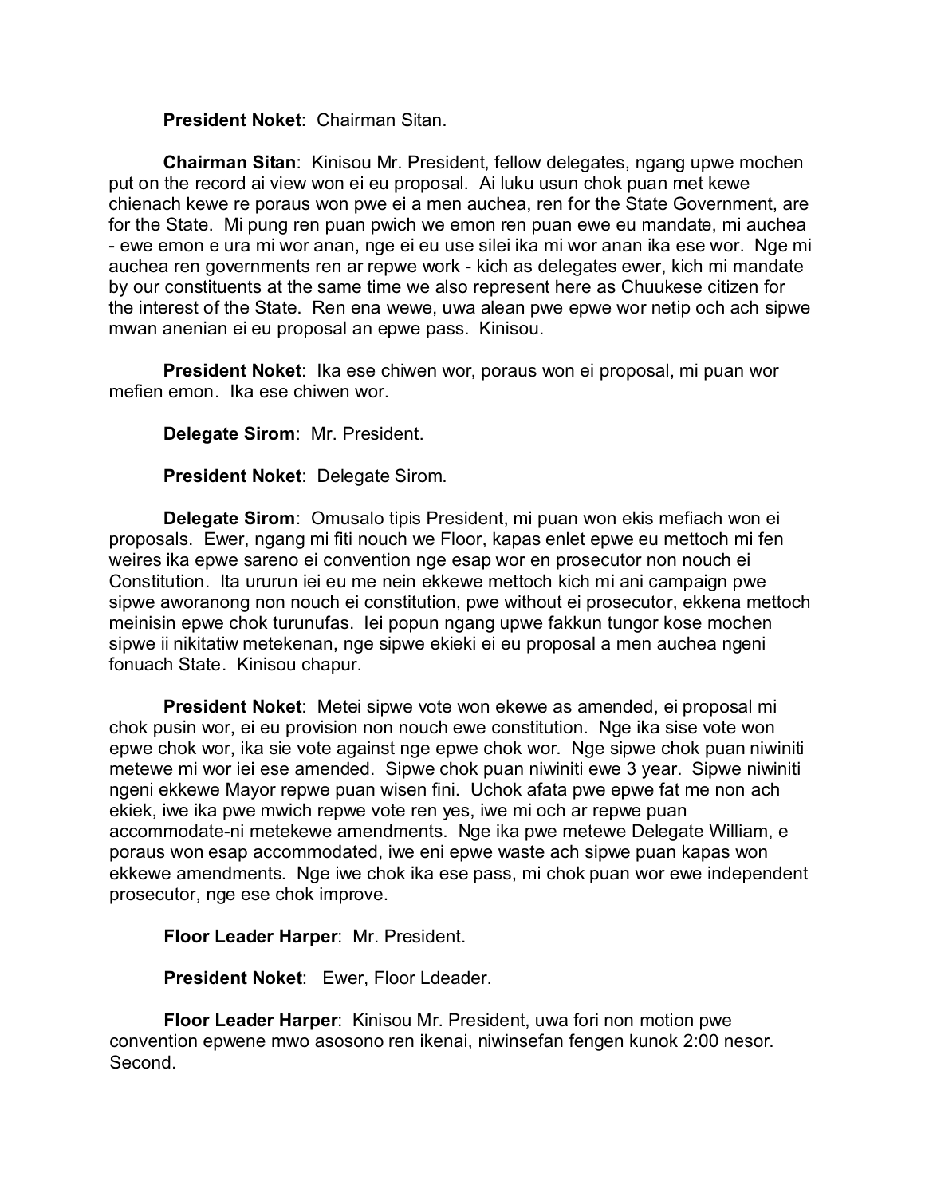**President Noket**: Chairman Sitan.

**Chairman Sitan**: Kinisou Mr. President, fellow delegates, ngang upwe mochen put on the record ai view won ei eu proposal. Ai luku usun chok puan met kewe chienach kewe re poraus won pwe ei a men auchea, ren for the State Government, are for the State. Mi pung ren puan pwich we emon ren puan ewe eu mandate, mi auchea - ewe emon e ura mi wor anan, nge ei eu use silei ika mi wor anan ika ese wor. Nge mi auchea ren governments ren ar repwe work - kich as delegates ewer, kich mi mandate by our constituents at the same time we also represent here as Chuukese citizen for the interest of the State. Ren ena wewe, uwa alean pwe epwe wor netip och ach sipwe mwan anenian ei eu proposal an epwe pass. Kinisou.

**President Noket**: Ika ese chiwen wor, poraus won ei proposal, mi puan wor mefien emon. Ika ese chiwen wor.

**Delegate Sirom**: Mr. President.

**President Noket**: Delegate Sirom.

**Delegate Sirom**: Omusalo tipis President, mi puan won ekis mefiach won ei proposals. Ewer, ngang mi fiti nouch we Floor, kapas enlet epwe eu mettoch mi fen weires ika epwe sareno ei convention nge esap wor en prosecutor non nouch ei Constitution. Ita ururun iei eu me nein ekkewe mettoch kich mi ani campaign pwe sipwe aworanong non nouch ei constitution, pwe without ei prosecutor, ekkena mettoch meinisin epwe chok turunufas. Iei popun ngang upwe fakkun tungor kose mochen sipwe ii nikitatiw metekenan, nge sipwe ekieki ei eu proposal a men auchea ngeni fonuach State. Kinisou chapur.

**President Noket**: Metei sipwe vote won ekewe as amended, ei proposal mi chok pusin wor, ei eu provision non nouch ewe constitution. Nge ika sise vote won epwe chok wor, ika sie vote against nge epwe chok wor. Nge sipwe chok puan niwiniti metewe mi wor iei ese amended. Sipwe chok puan niwiniti ewe 3 year. Sipwe niwiniti ngeni ekkewe Mayor repwe puan wisen fini. Uchok afata pwe epwe fat me non ach ekiek, iwe ika pwe mwich repwe vote ren yes, iwe mi och ar repwe puan accommodate-ni metekewe amendments. Nge ika pwe metewe Delegate William, e poraus won esap accommodated, iwe eni epwe waste ach sipwe puan kapas won ekkewe amendments. Nge iwe chok ika ese pass, mi chok puan wor ewe independent prosecutor, nge ese chok improve.

**Floor Leader Harper**: Mr. President.

**President Noket**: Ewer, Floor Ldeader.

**Floor Leader Harper**: Kinisou Mr. President, uwa fori non motion pwe convention epwene mwo asosono ren ikenai, niwinsefan fengen kunok 2:00 nesor. Second.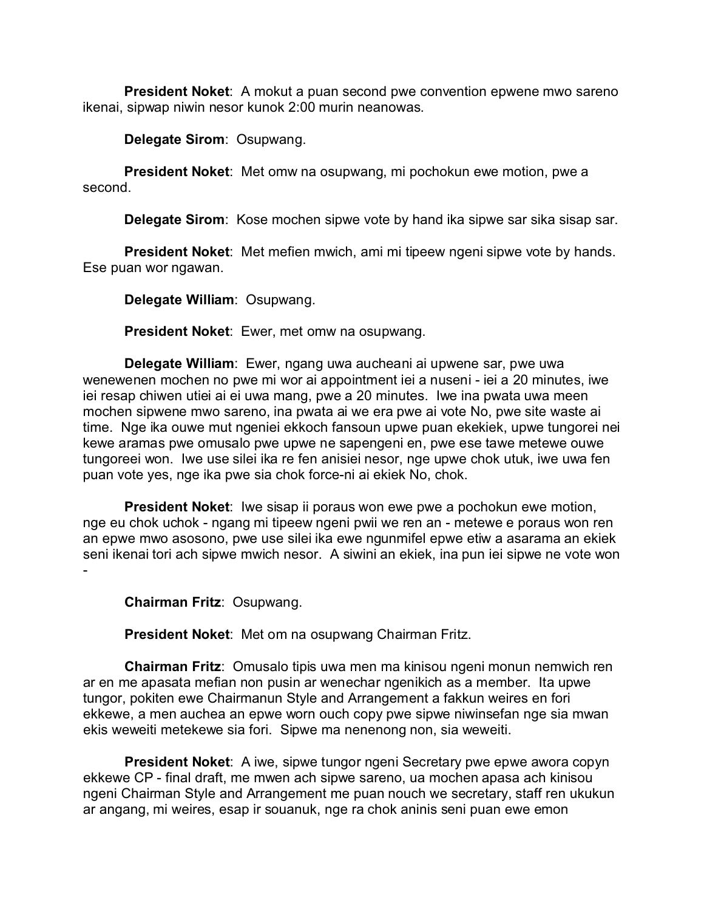**President Noket**: A mokut a puan second pwe convention epwene mwo sareno ikenai, sipwap niwin nesor kunok 2:00 murin neanowas.

**Delegate Sirom**: Osupwang.

**President Noket**: Met omw na osupwang, mi pochokun ewe motion, pwe a second.

**Delegate Sirom**: Kose mochen sipwe vote by hand ika sipwe sar sika sisap sar.

**President Noket**: Met mefien mwich, ami mi tipeew ngeni sipwe vote by hands. Ese puan wor ngawan.

**Delegate William**: Osupwang.

**President Noket**: Ewer, met omw na osupwang.

**Delegate William**: Ewer, ngang uwa aucheani ai upwene sar, pwe uwa wenewenen mochen no pwe mi wor ai appointment iei a nuseni - iei a 20 minutes, iwe iei resap chiwen utiei ai ei uwa mang, pwe a 20 minutes. Iwe ina pwata uwa meen mochen sipwene mwo sareno, ina pwata ai we era pwe ai vote No, pwe site waste ai time. Nge ika ouwe mut ngeniei ekkoch fansoun upwe puan ekekiek, upwe tungorei nei kewe aramas pwe omusalo pwe upwe ne sapengeni en, pwe ese tawe metewe ouwe tungoreei won. Iwe use silei ika re fen anisiei nesor, nge upwe chok utuk, iwe uwa fen puan vote yes, nge ika pwe sia chok force-ni ai ekiek No, chok.

**President Noket**: Iwe sisap ii poraus won ewe pwe a pochokun ewe motion, nge eu chok uchok - ngang mi tipeew ngeni pwii we ren an - metewe e poraus won ren an epwe mwo asosono, pwe use silei ika ewe ngunmifel epwe etiw a asarama an ekiek seni ikenai tori ach sipwe mwich nesor. A siwini an ekiek, ina pun iei sipwe ne vote won -

**Chairman Fritz**: Osupwang.

**President Noket**: Met om na osupwang Chairman Fritz.

**Chairman Fritz**: Omusalo tipis uwa men ma kinisou ngeni monun nemwich ren ar en me apasata mefian non pusin ar wenechar ngenikich as a member. Ita upwe tungor, pokiten ewe Chairmanun Style and Arrangement a fakkun weires en fori ekkewe, a men auchea an epwe worn ouch copy pwe sipwe niwinsefan nge sia mwan ekis weweiti metekewe sia fori. Sipwe ma nenenong non, sia weweiti.

**President Noket**: A iwe, sipwe tungor ngeni Secretary pwe epwe awora copyn ekkewe CP - final draft, me mwen ach sipwe sareno, ua mochen apasa ach kinisou ngeni Chairman Style and Arrangement me puan nouch we secretary, staff ren ukukun ar angang, mi weires, esap ir souanuk, nge ra chok aninis seni puan ewe emon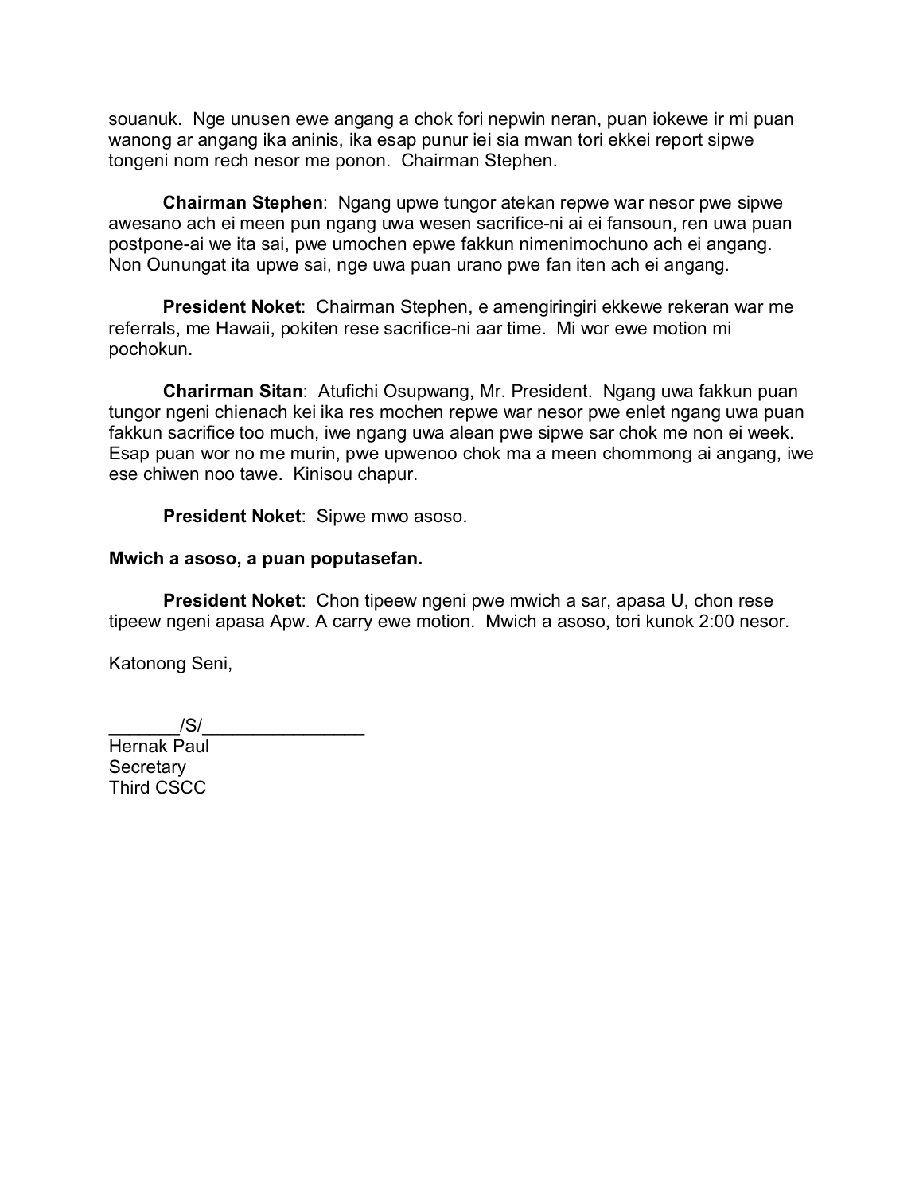souanuk. Nge unusen ewe angang a chok fori nepwin neran, puan iokewe ir mi puan wanong ar angang ika aninis, ika esap punur iei sia mwan tori ekkei report sipwe tongeni nom rech nesor me ponon. Chairman Stephen.

**Chairman Stephen**: Ngang upwe tungor atekan repwe war nesor pwe sipwe awesano ach ei meen pun ngang uwa wesen sacrifice-ni ai ei fansoun, ren uwa puan postpone-ai we ita sai, pwe umochen epwe fakkun nimenimochuno ach ei angang. Non Ounungat ita upwe sai, nge uwa puan urano pwe fan iten ach ei angang.

**President Noket**: Chairman Stephen, e amengiringiri ekkewe rekeran war me referrals, me Hawaii, pokiten rese sacrifice-ni aar time. Mi wor ewe motion mi pochokun.

**Charirman Sitan**: Atufichi Osupwang, Mr. President. Ngang uwa fakkun puan tungor ngeni chienach kei ika res mochen repwe war nesor pwe enlet ngang uwa puan fakkun sacrifice too much, iwe ngang uwa alean pwe sipwe sar chok me non ei week. Esap puan wor no me murin, pwe upwenoo chok ma a meen chommong ai angang, iwe ese chiwen noo tawe. Kinisou chapur.

**President Noket**: Sipwe mwo asoso.

**Mwich a asoso, a puan poputasefan.**

**President Noket**: Chon tipeew ngeni pwe mwich a sar, apasa U, chon rese tipeew ngeni apasa Apw. A carry ewe motion. Mwich a asoso, tori kunok 2:00 nesor.

Katonong Seni,

_______/S/________________
Hernak Paul
Secretary
Third CSCC